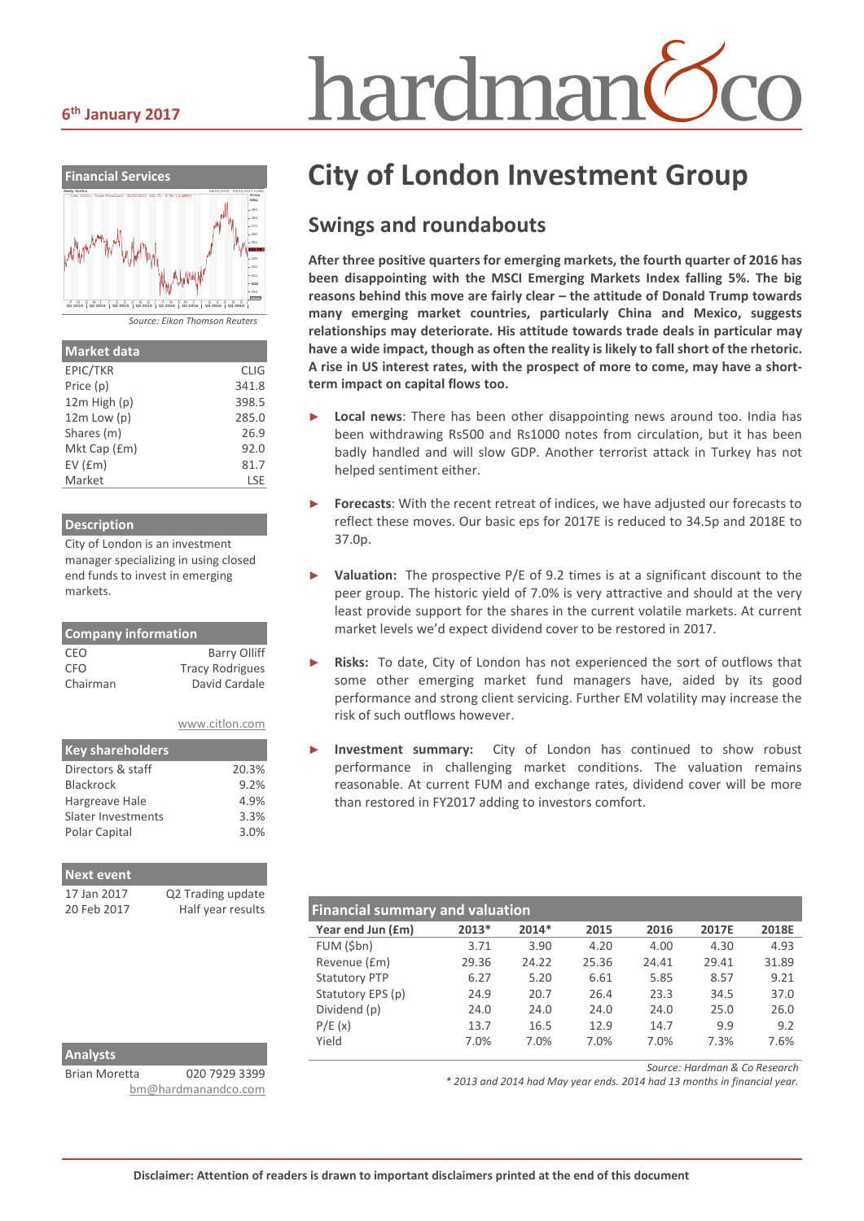6th January 2017

# City of London Investment Group

## Swings and roundabouts

**After three positive quarters for emerging markets, the fourth quarter of 2016 has been disappointing with the MSCI Emerging Markets Index falling 5%. The big reasons behind this move are fairly clear – the attitude of Donald Trump towards many emerging market countries, particularly China and Mexico, suggests relationships may deteriorate. His attitude towards trade deals in particular may have a wide impact, though as often the reality is likely to fall short of the rhetoric. A rise in US interest rates, with the prospect of more to come, may have a short-term impact on capital flows too.**

- **Local news**: There has been other disappointing news around too. India has been withdrawing Rs500 and Rs1000 notes from circulation, but it has been badly handled and will slow GDP. Another terrorist attack in Turkey has not helped sentiment either.
- **Forecasts**: With the recent retreat of indices, we have adjusted our forecasts to reflect these moves. Our basic eps for 2017E is reduced to 34.5p and 2018E to 37.0p.
- **Valuation:** The prospective P/E of 9.2 times is at a significant discount to the peer group. The historic yield of 7.0% is very attractive and should at the very least provide support for the shares in the current volatile markets. At current market levels we'd expect dividend cover to be restored in 2017.
- **Risks:** To date, City of London has not experienced the sort of outflows that some other emerging market fund managers have, aided by its good performance and strong client servicing. Further EM volatility may increase the risk of such outflows however.
- **Investment summary:** City of London has continued to show robust performance in challenging market conditions. The valuation remains reasonable. At current FUM and exchange rates, dividend cover will be more than restored in FY2017 adding to investors comfort.

### Financial summary and valuation

| Year end Jun (£m) | 2013* | 2014* | 2015 | 2016 | 2017E | 2018E |
|---|---|---|---|---|---|---|
| FUM ($bn) | 3.71 | 3.90 | 4.20 | 4.00 | 4.30 | 4.93 |
| Revenue (£m) | 29.36 | 24.22 | 25.36 | 24.41 | 29.41 | 31.89 |
| Statutory PTP | 6.27 | 5.20 | 6.61 | 5.85 | 8.57 | 9.21 |
| Statutory EPS (p) | 24.9 | 20.7 | 26.4 | 23.3 | 34.5 | 37.0 |
| Dividend (p) | 24.0 | 24.0 | 24.0 | 24.0 | 25.0 | 26.0 |
| P/E (x) | 13.7 | 16.5 | 12.9 | 14.7 | 9.9 | 9.2 |
| Yield | 7.0% | 7.0% | 7.0% | 7.0% | 7.3% | 7.6% |

*Source: Hardman & Co Research*

*\* 2013 and 2014 had May year ends. 2014 had 13 months in financial year.*

**Financial Services**

*Source: Eikon Thomson Reuters*

| Market data | |
|---|---|
| EPIC/TKR | CLIG |
| Price (p) | 341.8 |
| 12m High (p) | 398.5 |
| 12m Low (p) | 285.0 |
| Shares (m) | 26.9 |
| Mkt Cap (£m) | 92.0 |
| EV (£m) | 81.7 |
| Market | LSE |

**Description**

City of London is an investment manager specializing in using closed end funds to invest in emerging markets.

| Company information | |
|---|---|
| CEO | Barry Olliff |
| CFO | Tracy Rodrigues |
| Chairman | David Cardale |

www.citlon.com

| Key shareholders | |
|---|---|
| Directors & staff | 20.3% |
| Blackrock | 9.2% |
| Hargreave Hale | 4.9% |
| Slater Investments | 3.3% |
| Polar Capital | 3.0% |

| Next event | |
|---|---|
| 17 Jan 2017 | Q2 Trading update |
| 20 Feb 2017 | Half year results |

| Analysts | |
|---|---|
| Brian Moretta | 020 7929 3399 |
| | bm@hardmanandco.com |

**Disclaimer: Attention of readers is drawn to important disclaimers printed at the end of this document**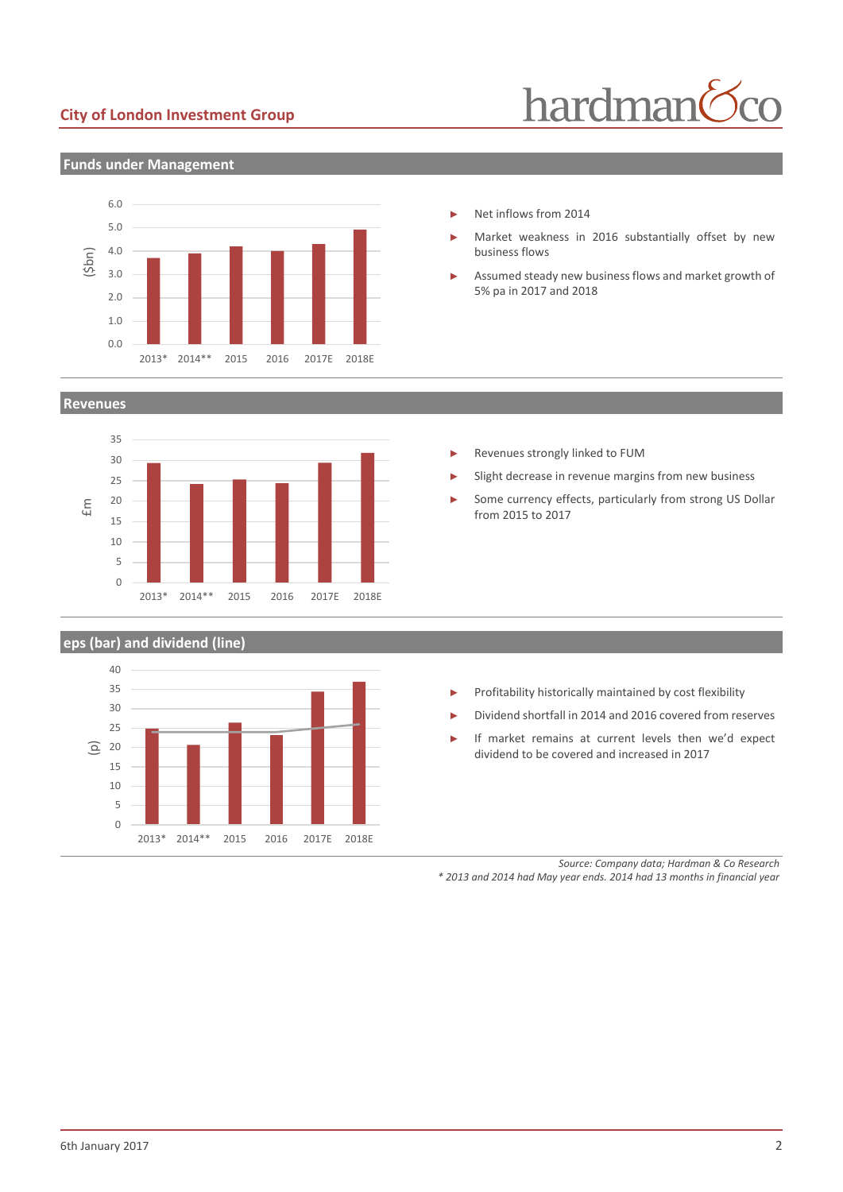## Funds under Management

- Net inflows from 2014
- Market weakness in 2016 substantially offset by new business flows
- Assumed steady new business flows and market growth of 5% pa in 2017 and 2018

## Revenues

- Revenues strongly linked to FUM
- Slight decrease in revenue margins from new business
- Some currency effects, particularly from strong US Dollar from 2015 to 2017

## eps (bar) and dividend (line)

- Profitability historically maintained by cost flexibility
- Dividend shortfall in 2014 and 2016 covered from reserves
- If market remains at current levels then we'd expect dividend to be covered and increased in 2017

*Source: Company data; Hardman & Co Research*
*\* 2013 and 2014 had May year ends. 2014 had 13 months in financial year*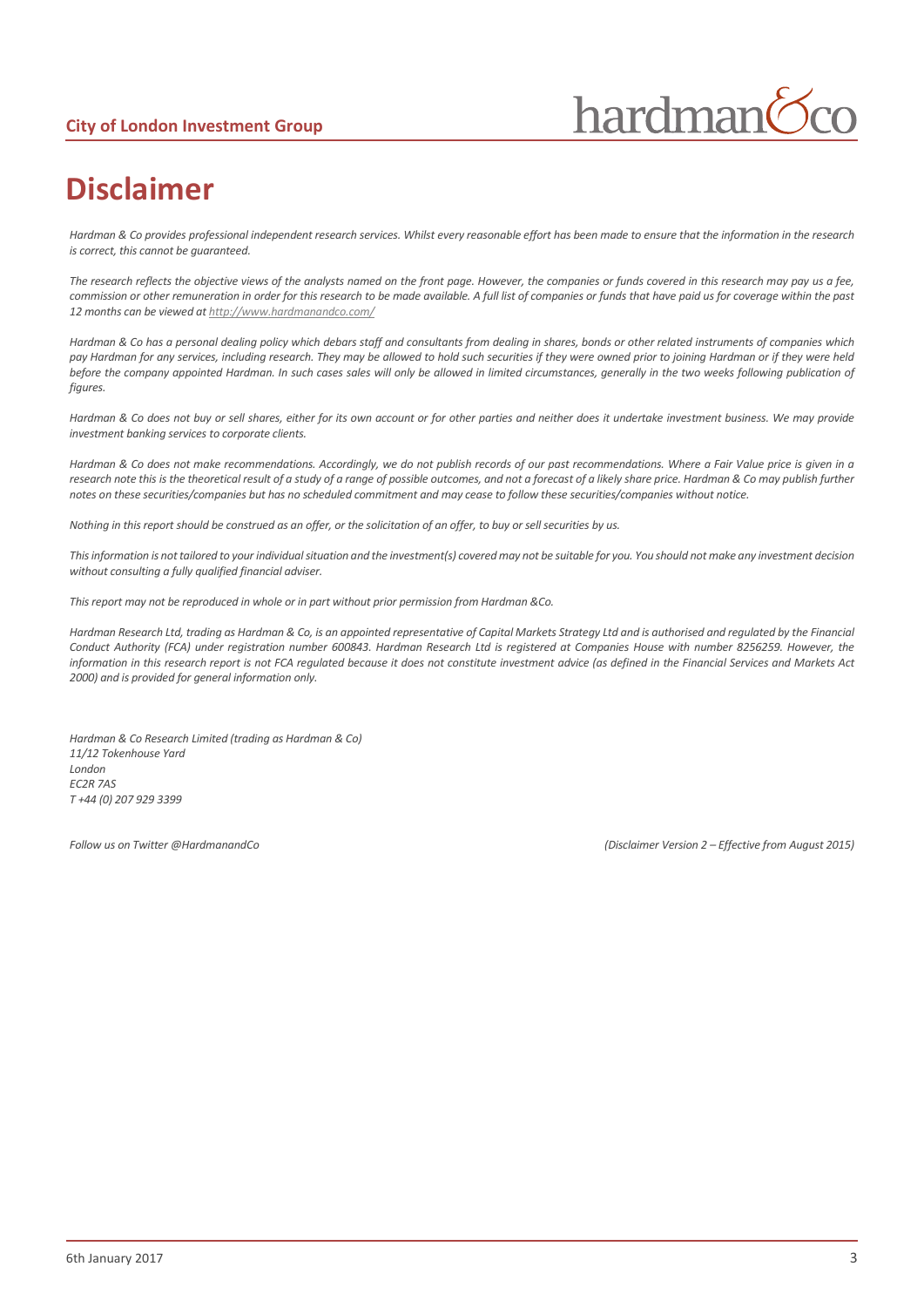# Disclaimer

*Hardman & Co provides professional independent research services. Whilst every reasonable effort has been made to ensure that the information in the research is correct, this cannot be guaranteed.*

*The research reflects the objective views of the analysts named on the front page. However, the companies or funds covered in this research may pay us a fee, commission or other remuneration in order for this research to be made available. A full list of companies or funds that have paid us for coverage within the past 12 months can be viewed at http://www.hardmanandco.com/*

*Hardman & Co has a personal dealing policy which debars staff and consultants from dealing in shares, bonds or other related instruments of companies which pay Hardman for any services, including research. They may be allowed to hold such securities if they were owned prior to joining Hardman or if they were held before the company appointed Hardman. In such cases sales will only be allowed in limited circumstances, generally in the two weeks following publication of figures.*

*Hardman & Co does not buy or sell shares, either for its own account or for other parties and neither does it undertake investment business. We may provide investment banking services to corporate clients.*

*Hardman & Co does not make recommendations. Accordingly, we do not publish records of our past recommendations. Where a Fair Value price is given in a research note this is the theoretical result of a study of a range of possible outcomes, and not a forecast of a likely share price. Hardman & Co may publish further notes on these securities/companies but has no scheduled commitment and may cease to follow these securities/companies without notice.*

*Nothing in this report should be construed as an offer, or the solicitation of an offer, to buy or sell securities by us.*

*This information is not tailored to your individual situation and the investment(s) covered may not be suitable for you. You should not make any investment decision without consulting a fully qualified financial adviser.*

*This report may not be reproduced in whole or in part without prior permission from Hardman &Co.*

*Hardman Research Ltd, trading as Hardman & Co, is an appointed representative of Capital Markets Strategy Ltd and is authorised and regulated by the Financial Conduct Authority (FCA) under registration number 600843. Hardman Research Ltd is registered at Companies House with number 8256259. However, the information in this research report is not FCA regulated because it does not constitute investment advice (as defined in the Financial Services and Markets Act 2000) and is provided for general information only.*

*Hardman & Co Research Limited (trading as Hardman & Co)*
*11/12 Tokenhouse Yard*
*London*
*EC2R 7AS*
*T +44 (0) 207 929 3399*

*Follow us on Twitter @HardmanandCo*

*(Disclaimer Version 2 – Effective from August 2015)*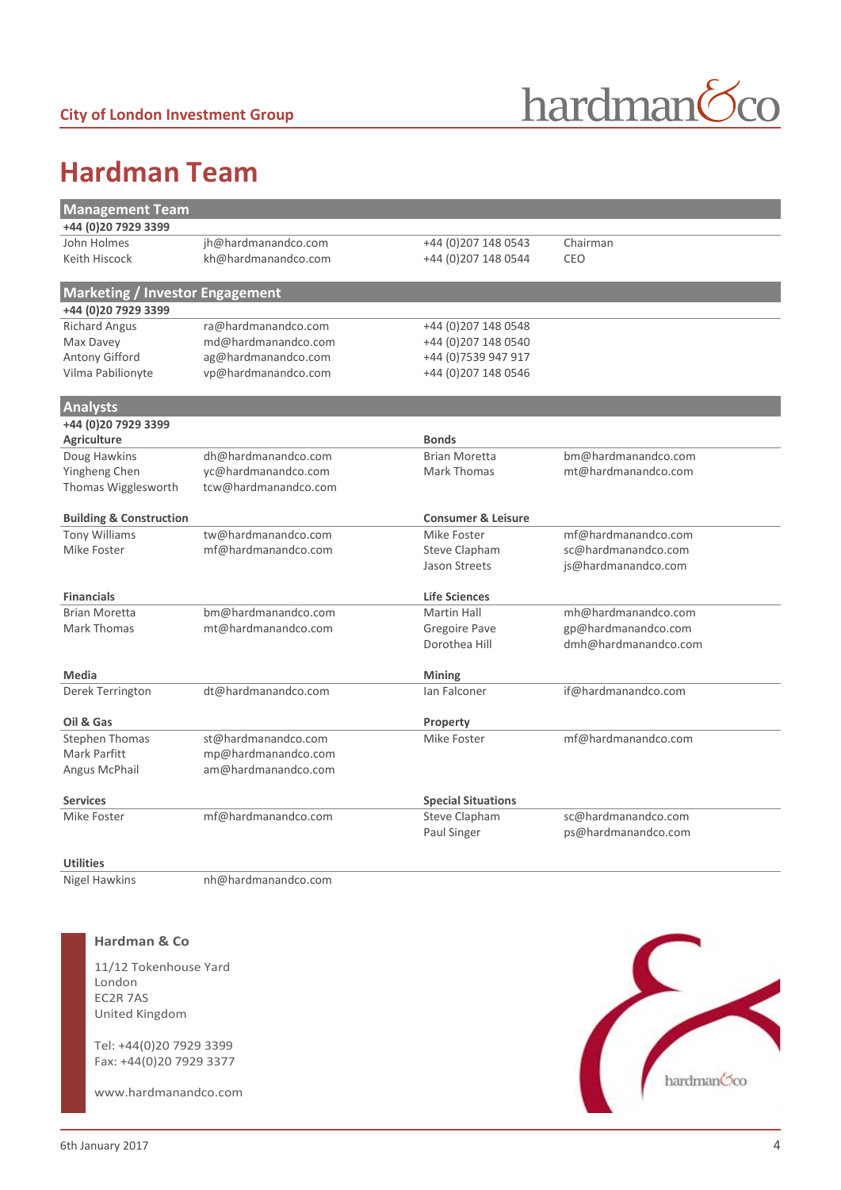# Hardman Team

## Management Team

**+44 (0)20 7929 3399**

| | | | |
|---|---|---|---|
| John Holmes | jh@hardmanandco.com | +44 (0)207 148 0543 | Chairman |
| Keith Hiscock | kh@hardmanandco.com | +44 (0)207 148 0544 | CEO |

## Marketing / Investor Engagement

**+44 (0)20 7929 3399**

| | | |
|---|---|---|
| Richard Angus | ra@hardmanandco.com | +44 (0)207 148 0548 |
| Max Davey | md@hardmanandco.com | +44 (0)207 148 0540 |
| Antony Gifford | ag@hardmanandco.com | +44 (0)7539 947 917 |
| Vilma Pabilionyte | vp@hardmanandco.com | +44 (0)207 148 0546 |

## Analysts

**+44 (0)20 7929 3399**

**Agriculture**

| | |
|---|---|
| Doug Hawkins | dh@hardmanandco.com |
| Yingheng Chen | yc@hardmanandco.com |
| Thomas Wigglesworth | tcw@hardmanandco.com |

**Bonds**

| | |
|---|---|
| Brian Moretta | bm@hardmanandco.com |
| Mark Thomas | mt@hardmanandco.com |

**Building & Construction**

| | |
|---|---|
| Tony Williams | tw@hardmanandco.com |
| Mike Foster | mf@hardmanandco.com |

**Consumer & Leisure**

| | |
|---|---|
| Mike Foster | mf@hardmanandco.com |
| Steve Clapham | sc@hardmanandco.com |
| Jason Streets | js@hardmanandco.com |

**Financials**

| | |
|---|---|
| Brian Moretta | bm@hardmanandco.com |
| Mark Thomas | mt@hardmanandco.com |

**Life Sciences**

| | |
|---|---|
| Martin Hall | mh@hardmanandco.com |
| Gregoire Pave | gp@hardmanandco.com |
| Dorothea Hill | dmh@hardmanandco.com |

**Media**

| | |
|---|---|
| Derek Terrington | dt@hardmanandco.com |

**Mining**

| | |
|---|---|
| Ian Falconer | if@hardmanandco.com |

**Oil & Gas**

| | |
|---|---|
| Stephen Thomas | st@hardmanandco.com |
| Mark Parfitt | mp@hardmanandco.com |
| Angus McPhail | am@hardmanandco.com |

**Property**

| | |
|---|---|
| Mike Foster | mf@hardmanandco.com |

**Services**

| | |
|---|---|
| Mike Foster | mf@hardmanandco.com |

**Special Situations**

| | |
|---|---|
| Steve Clapham | sc@hardmanandco.com |
| Paul Singer | ps@hardmanandco.com |

**Utilities**

| | |
|---|---|
| Nigel Hawkins | nh@hardmanandco.com |

**Hardman & Co**

11/12 Tokenhouse Yard
London
EC2R 7AS
United Kingdom

Tel: +44(0)20 7929 3399
Fax: +44(0)20 7929 3377

www.hardmanandco.com